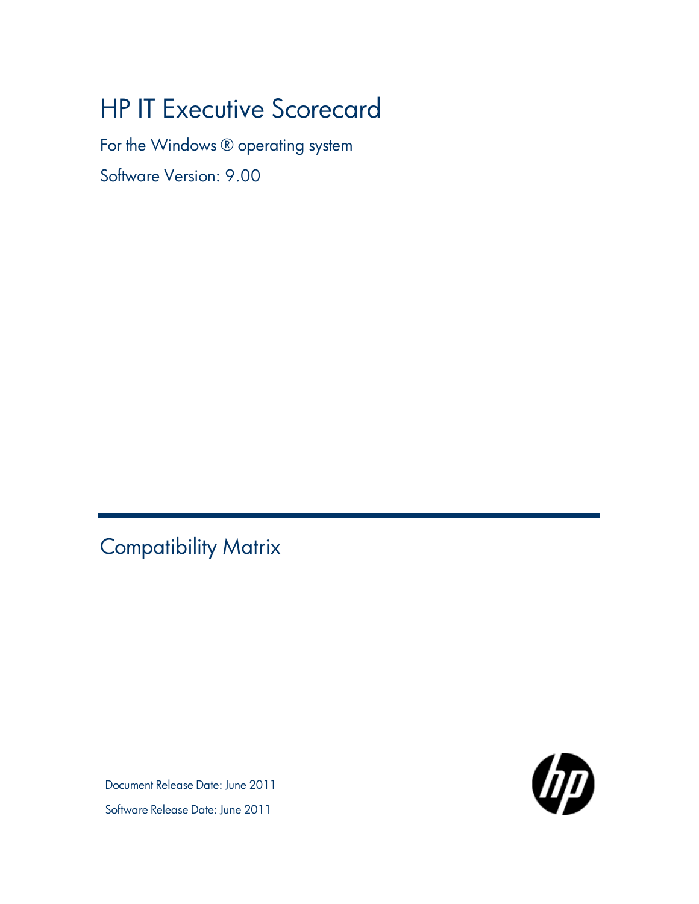# HP IT Executive Scorecard

For the Windows ® operating system

Software Version: 9.00

## Compatibility Matrix

Document Release Date: June 2011

Software Release Date: June 2011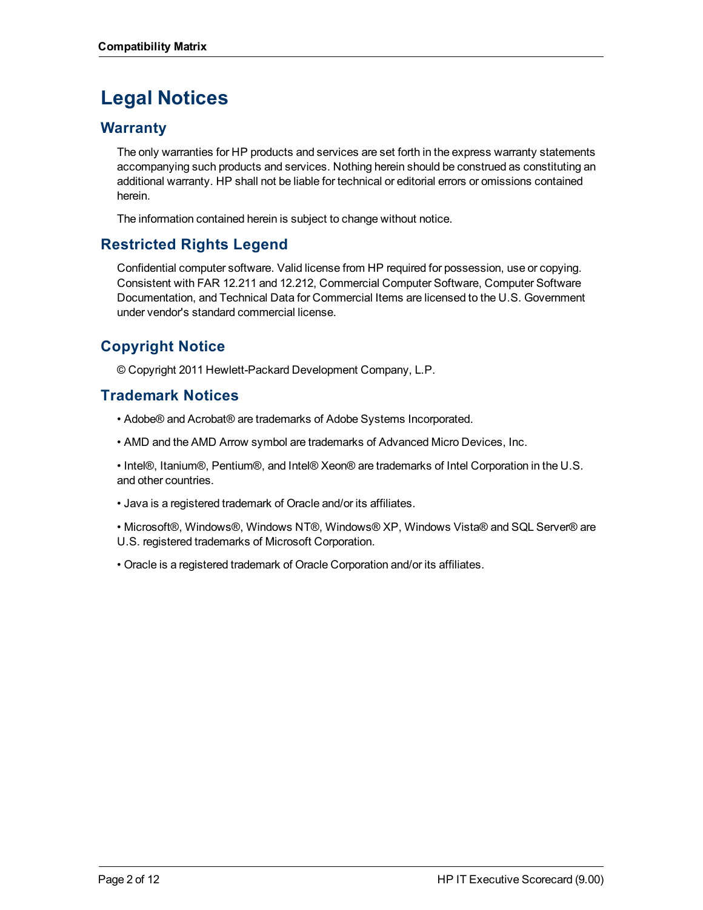# Legal Notices

## Warranty

The only warranties for HP products and services are set forth in the express warranty statements accompanying such products and services. Nothing herein should be construed as constituting an additional warranty. HP shall not be liable for technical or editorial errors or omissions contained herein.

The information contained herein is subject to change without notice.

## Restricted Rights Legend

Confidential computer software. Valid license from HP required for possession, use or copying. Consistent with FAR 12.211 and 12.212, Commercial Computer Software, Computer Software Documentation, and Technical Data for Commercial Items are licensed to the U.S. Government under vendor's standard commercial license.

## Copyright Notice

© Copyright 2011 Hewlett-Packard Development Company, L.P.

## Trademark Notices

• Adobe® and Acrobat® are trademarks of Adobe Systems Incorporated.

• AMD and the AMD Arrow symbol are trademarks of Advanced Micro Devices, Inc.

• Intel®, Itanium®, Pentium®, and Intel® Xeon® are trademarks of Intel Corporation in the U.S. and other countries.

• Java is a registered trademark of Oracle and/or its affiliates.

• Microsoft®, Windows®, Windows NT®, Windows® XP, Windows Vista® and SQL Server® are U.S. registered trademarks of Microsoft Corporation.

• Oracle is a registered trademark of Oracle Corporation and/or its affiliates.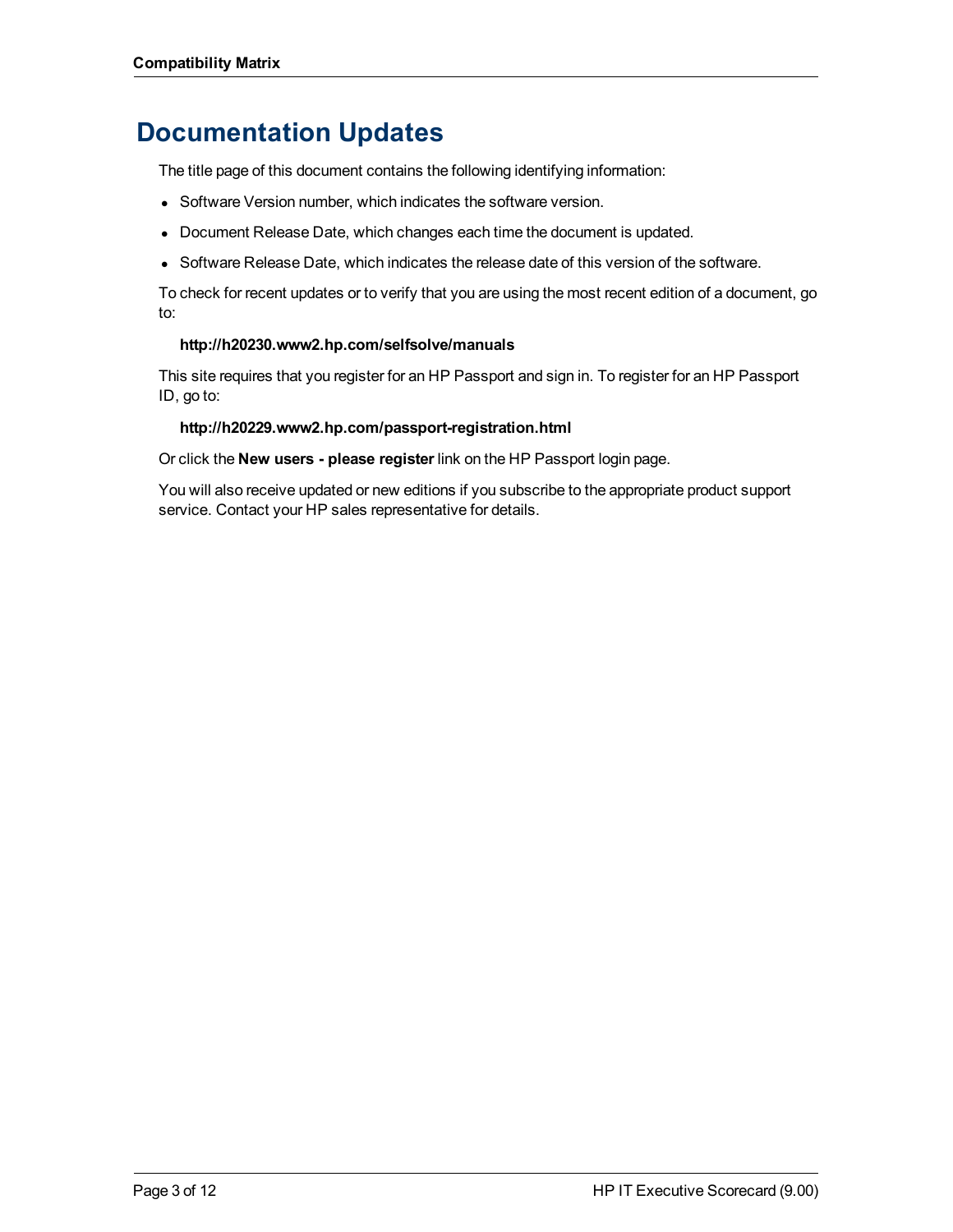# Documentation Updates

The title page of this document contains the following identifying information:

- Software Version number, which indicates the software version.
- Document Release Date, which changes each time the document is updated.
- Software Release Date, which indicates the release date of this version of the software.

To check for recent updates or to verify that you are using the most recent edition of a document, go to:

**http://h20230.www2.hp.com/selfsolve/manuals**

This site requires that you register for an HP Passport and sign in. To register for an HP Passport ID, go to:

**http://h20229.www2.hp.com/passport-registration.html**

Or click the **New users - please register** link on the HP Passport login page.

You will also receive updated or new editions if you subscribe to the appropriate product support service. Contact your HP sales representative for details.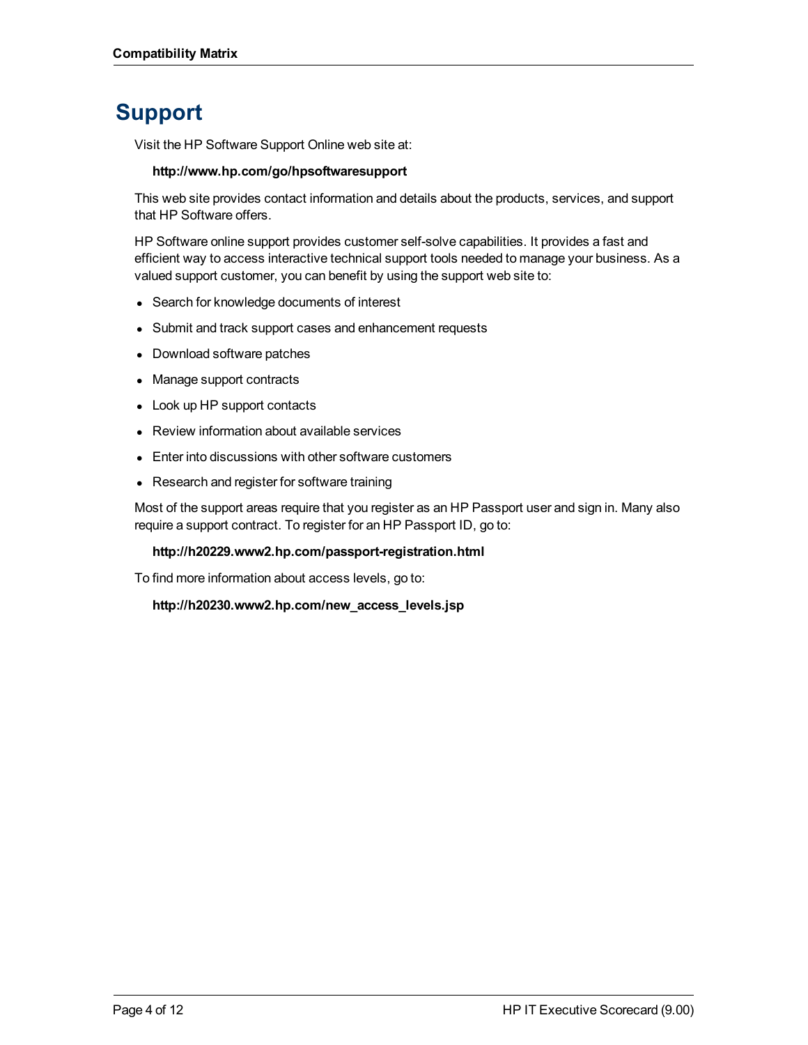# Support

Visit the HP Software Support Online web site at:

**http://www.hp.com/go/hpsoftwaresupport**

This web site provides contact information and details about the products, services, and support that HP Software offers.

HP Software online support provides customer self-solve capabilities. It provides a fast and efficient way to access interactive technical support tools needed to manage your business. As a valued support customer, you can benefit by using the support web site to:

- Search for knowledge documents of interest
- Submit and track support cases and enhancement requests
- Download software patches
- Manage support contracts
- Look up HP support contacts
- Review information about available services
- Enter into discussions with other software customers
- Research and register for software training

Most of the support areas require that you register as an HP Passport user and sign in. Many also require a support contract. To register for an HP Passport ID, go to:

**http://h20229.www2.hp.com/passport-registration.html**

To find more information about access levels, go to:

**http://h20230.www2.hp.com/new_access_levels.jsp**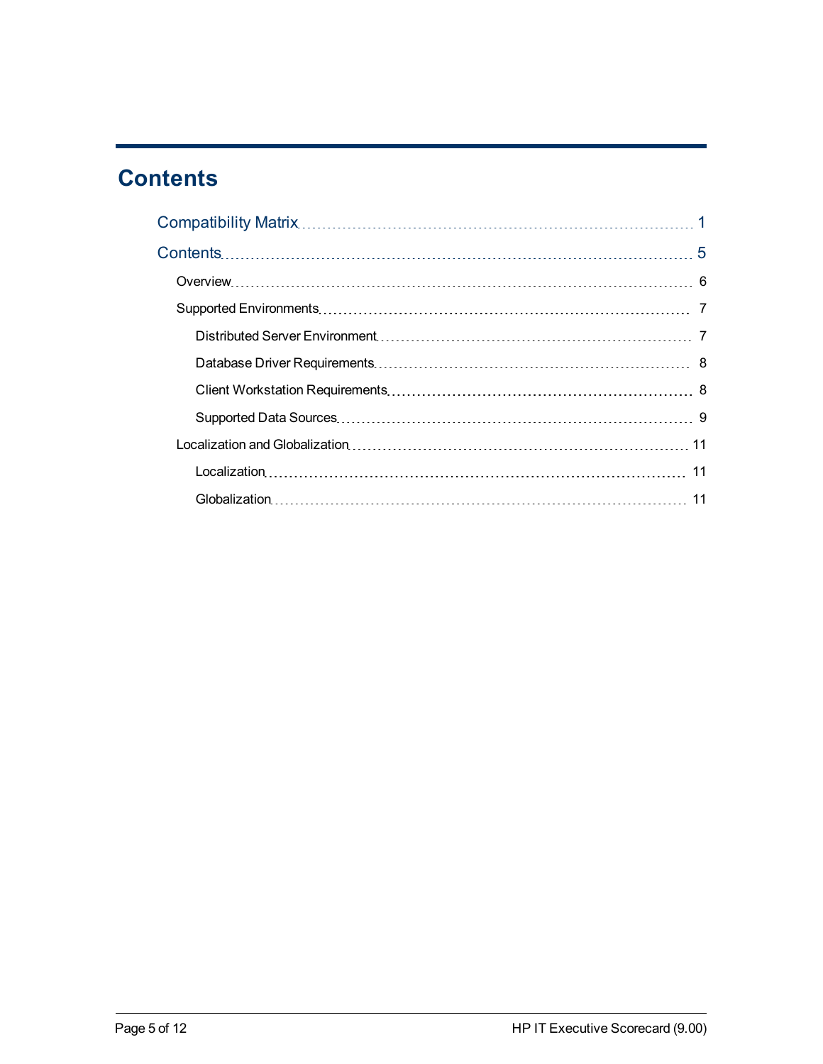# Contents

- Compatibility Matrix ... 1
- Contents ... 5
  - Overview ... 6
  - Supported Environments ... 7
    - Distributed Server Environment ... 7
    - Database Driver Requirements ... 8
    - Client Workstation Requirements ... 8
    - Supported Data Sources ... 9
  - Localization and Globalization ... 11
    - Localization ... 11
    - Globalization ... 11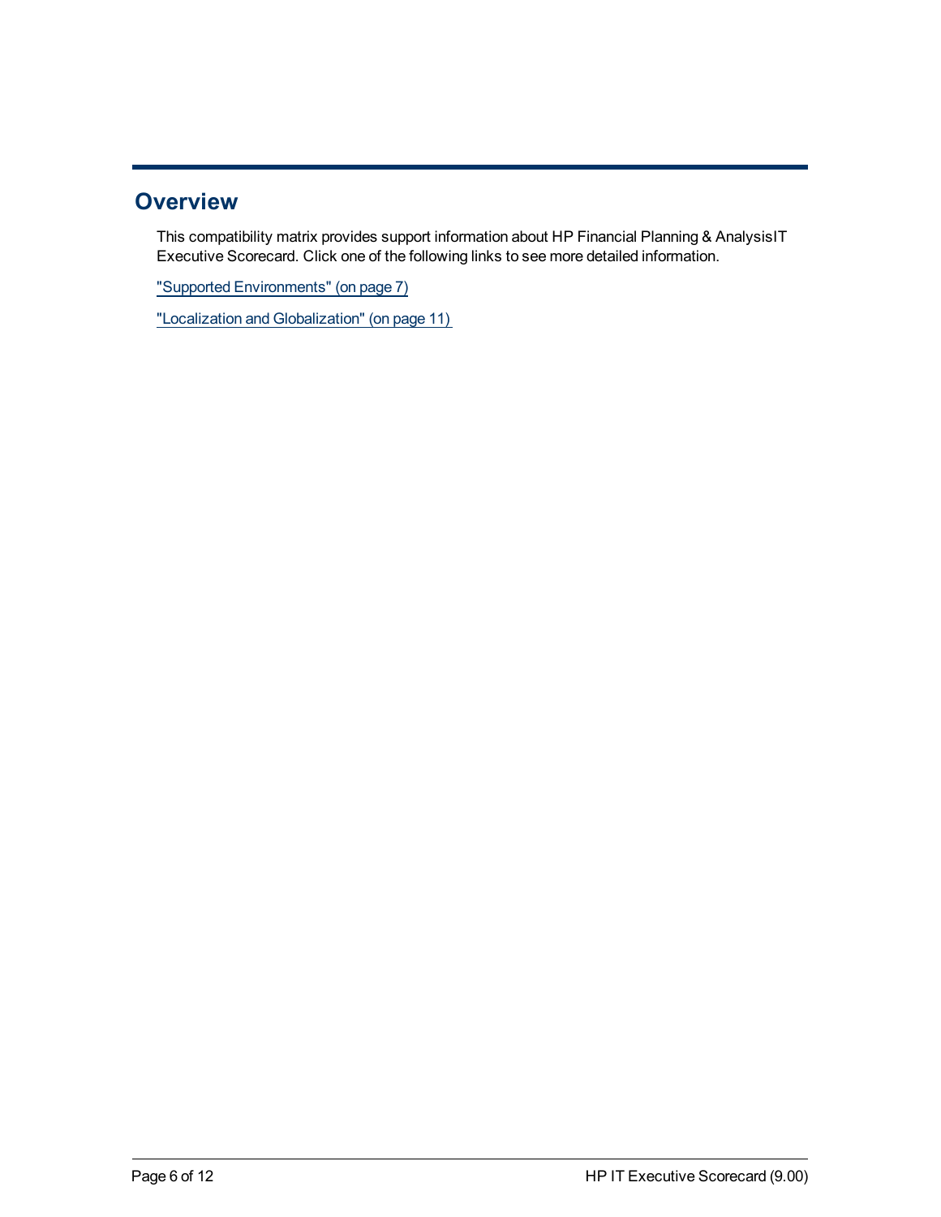# Overview

This compatibility matrix provides support information about HP Financial Planning & AnalysisIT Executive Scorecard. Click one of the following links to see more detailed information.

"Supported Environments" (on page 7)

"Localization and Globalization" (on page 11)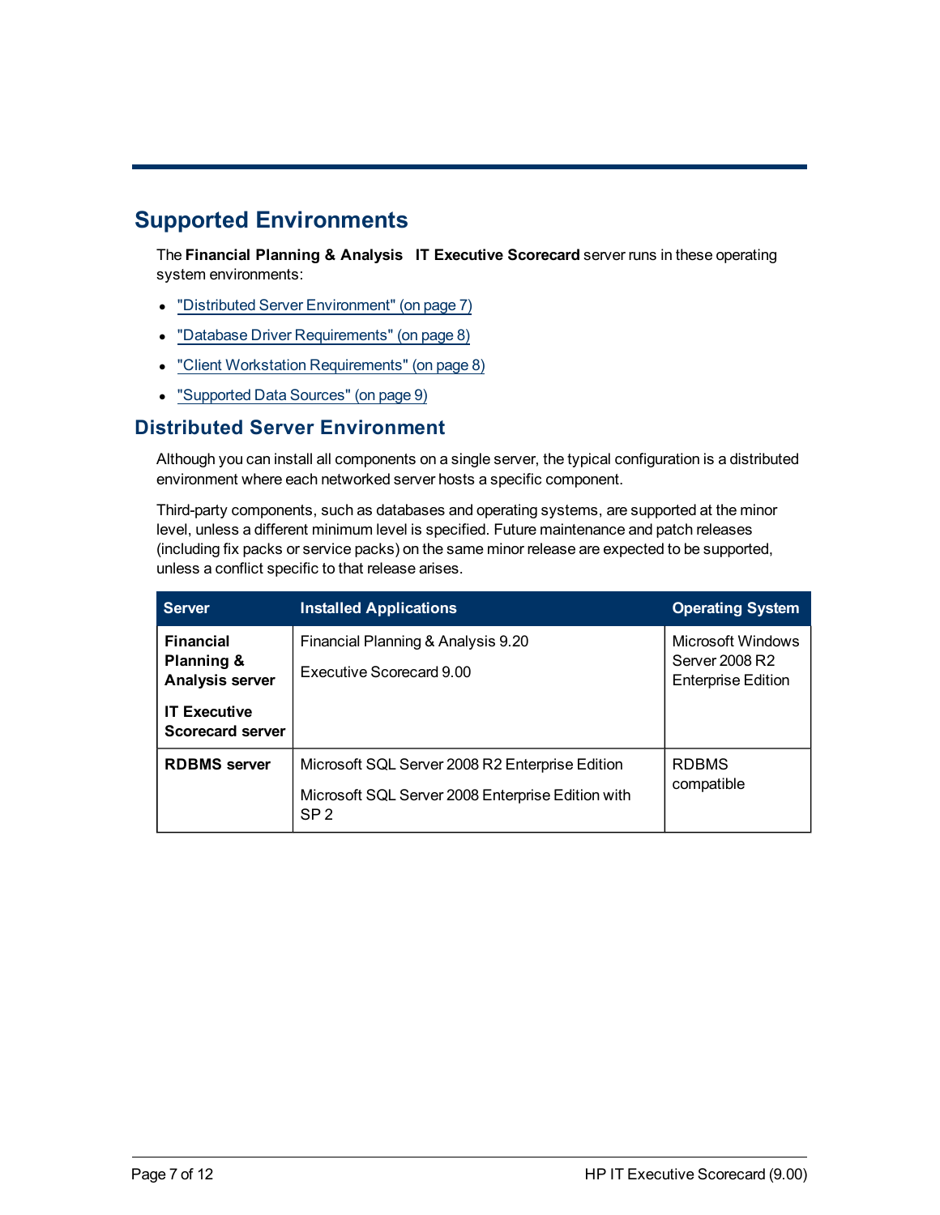# Supported Environments

The **Financial Planning & Analysis IT Executive Scorecard** server runs in these operating system environments:

- "Distributed Server Environment" (on page 7)
- "Database Driver Requirements" (on page 8)
- "Client Workstation Requirements" (on page 8)
- "Supported Data Sources" (on page 9)

## Distributed Server Environment

Although you can install all components on a single server, the typical configuration is a distributed environment where each networked server hosts a specific component.

Third-party components, such as databases and operating systems, are supported at the minor level, unless a different minimum level is specified. Future maintenance and patch releases (including fix packs or service packs) on the same minor release are expected to be supported, unless a conflict specific to that release arises.

| Server | Installed Applications | Operating System |
|---|---|---|
| **Financial Planning & Analysis server**<br><br>**IT Executive Scorecard server** | Financial Planning & Analysis 9.20<br><br>Executive Scorecard 9.00 | Microsoft Windows Server 2008 R2 Enterprise Edition |
| **RDBMS server** | Microsoft SQL Server 2008 R2 Enterprise Edition<br><br>Microsoft SQL Server 2008 Enterprise Edition with SP 2 | RDBMS compatible |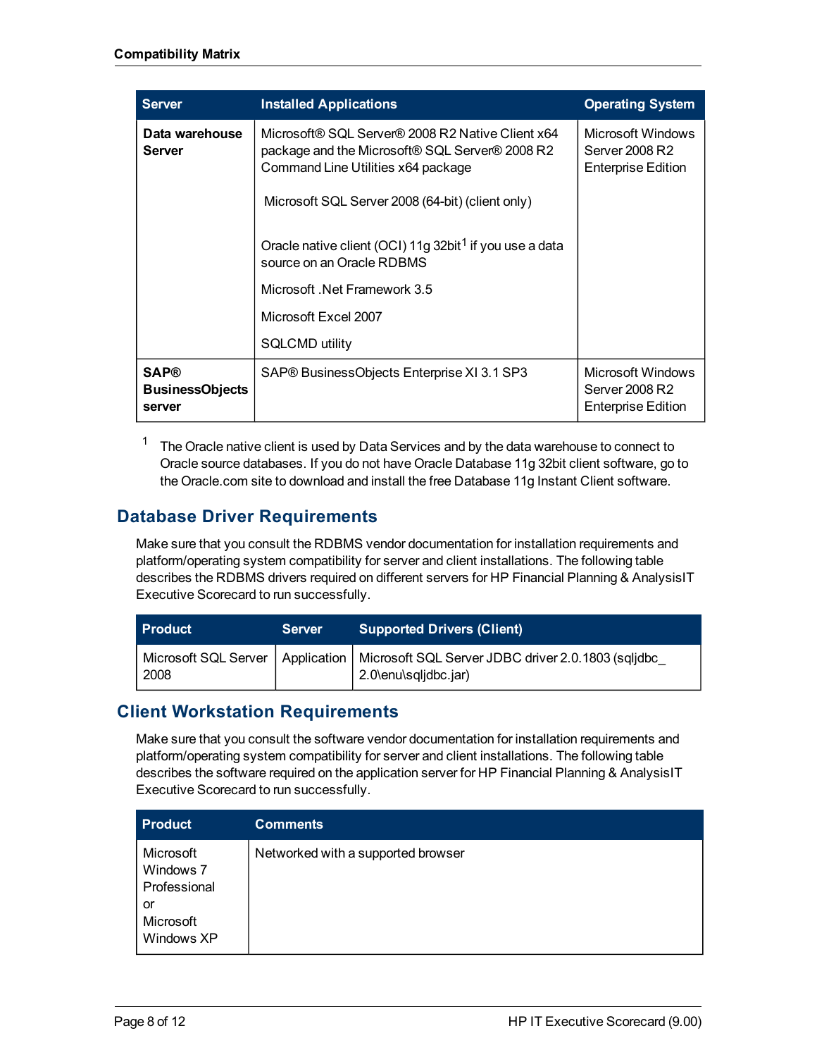| Server | Installed Applications | Operating System |
|---|---|---|
| **Data warehouse Server** | Microsoft® SQL Server® 2008 R2 Native Client x64 package and the Microsoft® SQL Server® 2008 R2 Command Line Utilities x64 package<br><br>Microsoft SQL Server 2008 (64-bit) (client only)<br><br>Oracle native client (OCI) 11g 32bit[1] if you use a data source on an Oracle RDBMS<br><br>Microsoft .Net Framework 3.5<br><br>Microsoft Excel 2007<br><br>SQLCMD utility | Microsoft Windows Server 2008 R2 Enterprise Edition |
| **SAP® BusinessObjects server** | SAP® BusinessObjects Enterprise XI 3.1 SP3 | Microsoft Windows Server 2008 R2 Enterprise Edition |

[1] The Oracle native client is used by Data Services and by the data warehouse to connect to Oracle source databases. If you do not have Oracle Database 11g 32bit client software, go to the Oracle.com site to download and install the free Database 11g Instant Client software.

## Database Driver Requirements

Make sure that you consult the RDBMS vendor documentation for installation requirements and platform/operating system compatibility for server and client installations. The following table describes the RDBMS drivers required on different servers for HP Financial Planning & AnalysisIT Executive Scorecard to run successfully.

| Product | Server | Supported Drivers (Client) |
|---|---|---|
| Microsoft SQL Server 2008 | Application | Microsoft SQL Server JDBC driver 2.0.1803 (sqljdbc_2.0\enu\sqljdbc.jar) |

## Client Workstation Requirements

Make sure that you consult the software vendor documentation for installation requirements and platform/operating system compatibility for server and client installations. The following table describes the software required on the application server for HP Financial Planning & AnalysisIT Executive Scorecard to run successfully.

| Product | Comments |
|---|---|
| Microsoft Windows 7 Professional or Microsoft Windows XP | Networked with a supported browser |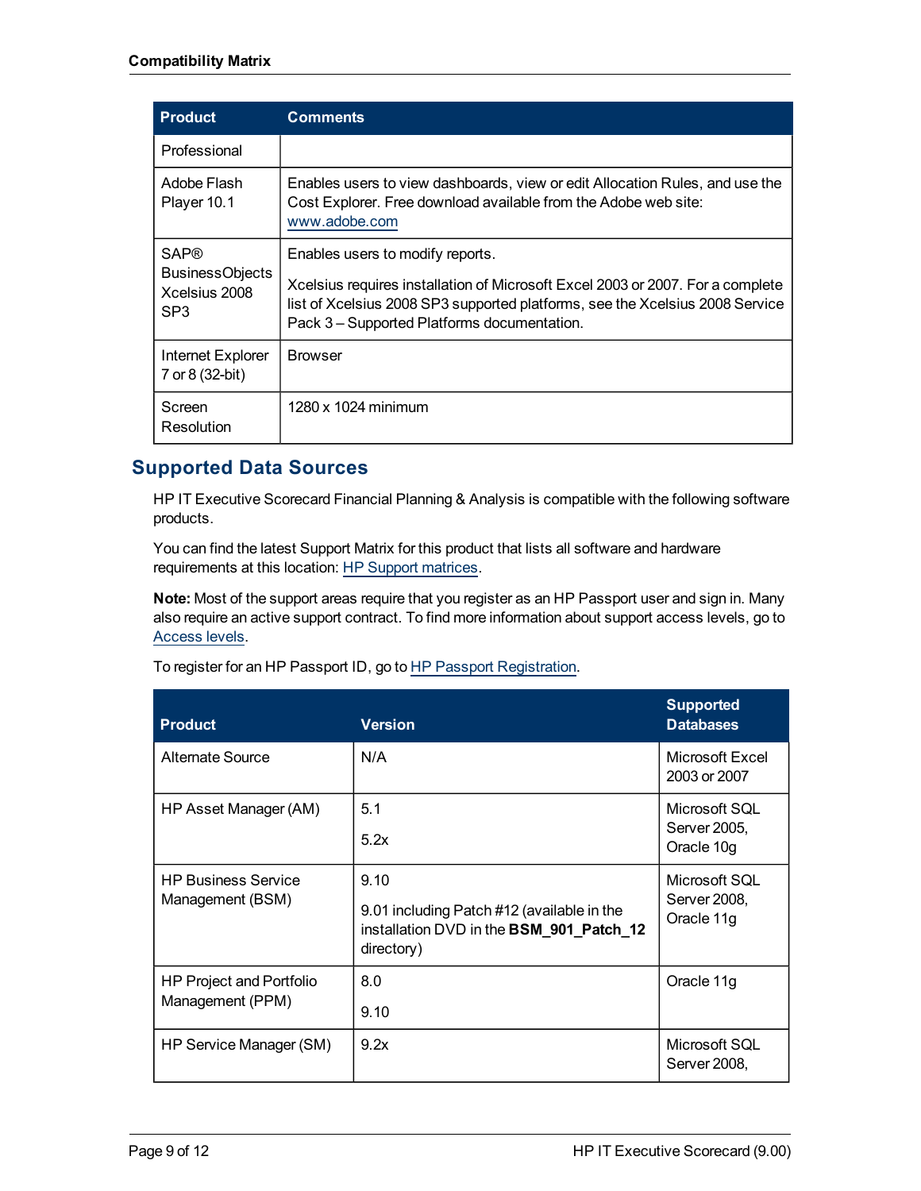| Product | Comments |
| --- | --- |
| Professional | |
| Adobe Flash Player 10.1 | Enables users to view dashboards, view or edit Allocation Rules, and use the Cost Explorer. Free download available from the Adobe web site: www.adobe.com |
| SAP® BusinessObjects Xcelsius 2008 SP3 | Enables users to modify reports.<br><br>Xcelsius requires installation of Microsoft Excel 2003 or 2007. For a complete list of Xcelsius 2008 SP3 supported platforms, see the Xcelsius 2008 Service Pack 3 – Supported Platforms documentation. |
| Internet Explorer 7 or 8 (32-bit) | Browser |
| Screen Resolution | 1280 x 1024 minimum |

## Supported Data Sources

HP IT Executive Scorecard Financial Planning & Analysis is compatible with the following software products.

You can find the latest Support Matrix for this product that lists all software and hardware requirements at this location: HP Support matrices.

**Note:** Most of the support areas require that you register as an HP Passport user and sign in. Many also require an active support contract. To find more information about support access levels, go to Access levels.

To register for an HP Passport ID, go to HP Passport Registration.

| Product | Version | Supported Databases |
| --- | --- | --- |
| Alternate Source | N/A | Microsoft Excel 2003 or 2007 |
| HP Asset Manager (AM) | 5.1<br><br>5.2x | Microsoft SQL Server 2005, Oracle 10g |
| HP Business Service Management (BSM) | 9.10<br><br>9.01 including Patch #12 (available in the installation DVD in the **BSM_901_Patch_12** directory) | Microsoft SQL Server 2008, Oracle 11g |
| HP Project and Portfolio Management (PPM) | 8.0<br><br>9.10 | Oracle 11g |
| HP Service Manager (SM) | 9.2x | Microsoft SQL Server 2008, |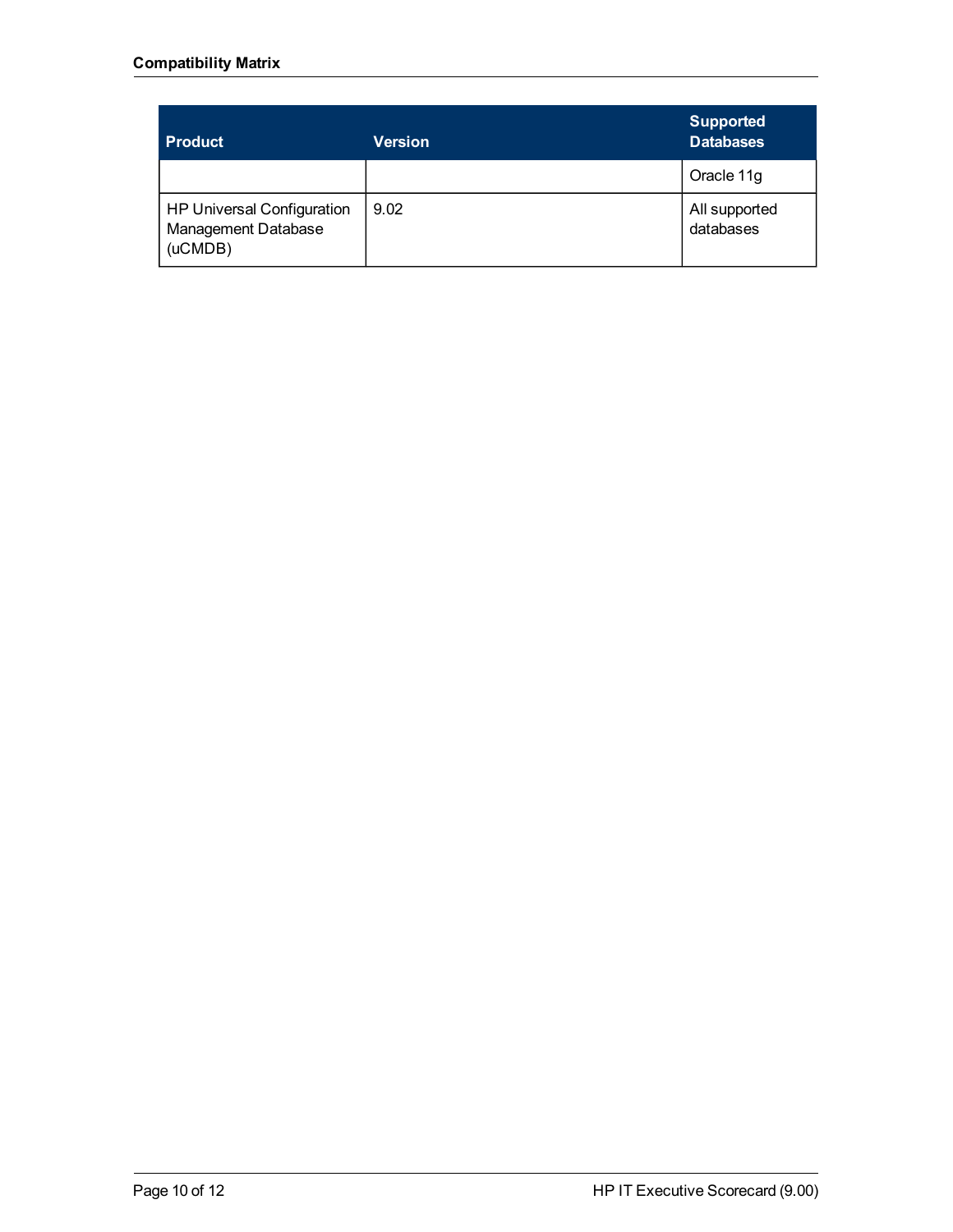| Product | Version | Supported Databases |
| --- | --- | --- |
| | | Oracle 11g |
| HP Universal Configuration Management Database (uCMDB) | 9.02 | All supported databases |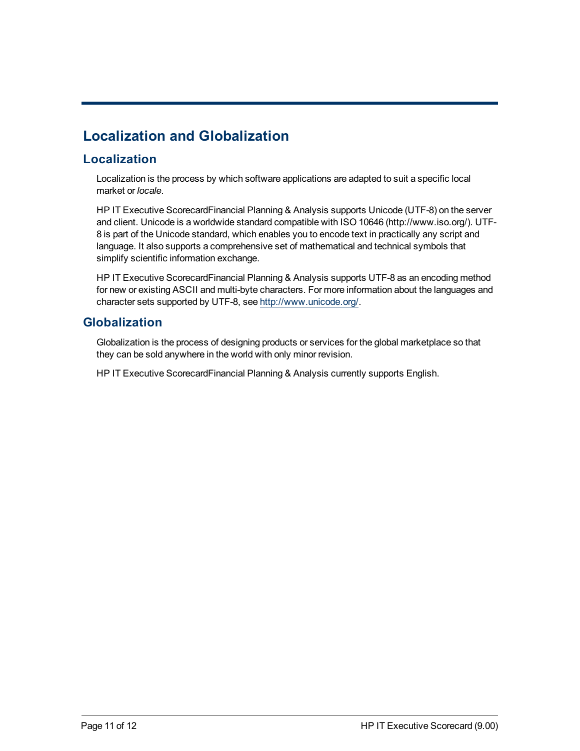# Localization and Globalization

## Localization

Localization is the process by which software applications are adapted to suit a specific local market or *locale*.

HP IT Executive ScorecardFinancial Planning & Analysis supports Unicode (UTF-8) on the server and client. Unicode is a worldwide standard compatible with ISO 10646 (http://www.iso.org/). UTF-8 is part of the Unicode standard, which enables you to encode text in practically any script and language. It also supports a comprehensive set of mathematical and technical symbols that simplify scientific information exchange.

HP IT Executive ScorecardFinancial Planning & Analysis supports UTF-8 as an encoding method for new or existing ASCII and multi-byte characters. For more information about the languages and character sets supported by UTF-8, see http://www.unicode.org/.

## Globalization

Globalization is the process of designing products or services for the global marketplace so that they can be sold anywhere in the world with only minor revision.

HP IT Executive ScorecardFinancial Planning & Analysis currently supports English.